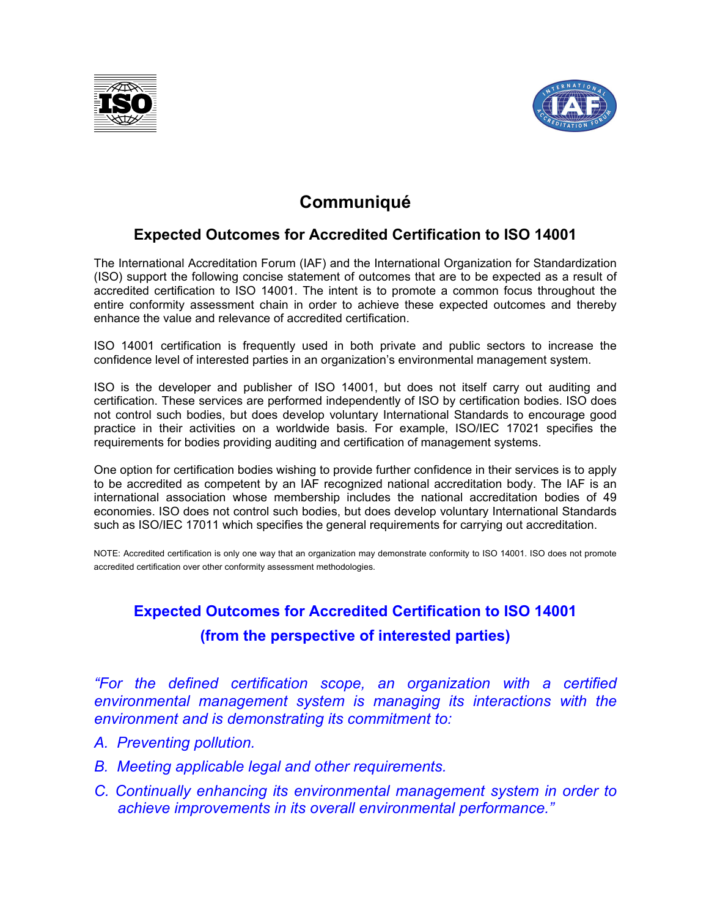# Communiqué

## Expected Outcomes for Accredited Certification to ISO 14001

The International Accreditation Forum (IAF) and the International Organization for Standardization (ISO) support the following concise statement of outcomes that are to be expected as a result of accredited certification to ISO 14001. The intent is to promote a common focus throughout the entire conformity assessment chain in order to achieve these expected outcomes and thereby enhance the value and relevance of accredited certification.

ISO 14001 certification is frequently used in both private and public sectors to increase the confidence level of interested parties in an organization's environmental management system.

ISO is the developer and publisher of ISO 14001, but does not itself carry out auditing and certification. These services are performed independently of ISO by certification bodies. ISO does not control such bodies, but does develop voluntary International Standards to encourage good practice in their activities on a worldwide basis. For example, ISO/IEC 17021 specifies the requirements for bodies providing auditing and certification of management systems.

One option for certification bodies wishing to provide further confidence in their services is to apply to be accredited as competent by an IAF recognized national accreditation body. The IAF is an international association whose membership includes the national accreditation bodies of 49 economies. ISO does not control such bodies, but does develop voluntary International Standards such as ISO/IEC 17011 which specifies the general requirements for carrying out accreditation.

NOTE: Accredited certification is only one way that an organization may demonstrate conformity to ISO 14001. ISO does not promote accredited certification over other conformity assessment methodologies.

## Expected Outcomes for Accredited Certification to ISO 14001 (from the perspective of interested parties)

*"For the defined certification scope, an organization with a certified environmental management system is managing its interactions with the environment and is demonstrating its commitment to:*

*A. Preventing pollution.*

*B. Meeting applicable legal and other requirements.*

*C. Continually enhancing its environmental management system in order to achieve improvements in its overall environmental performance."*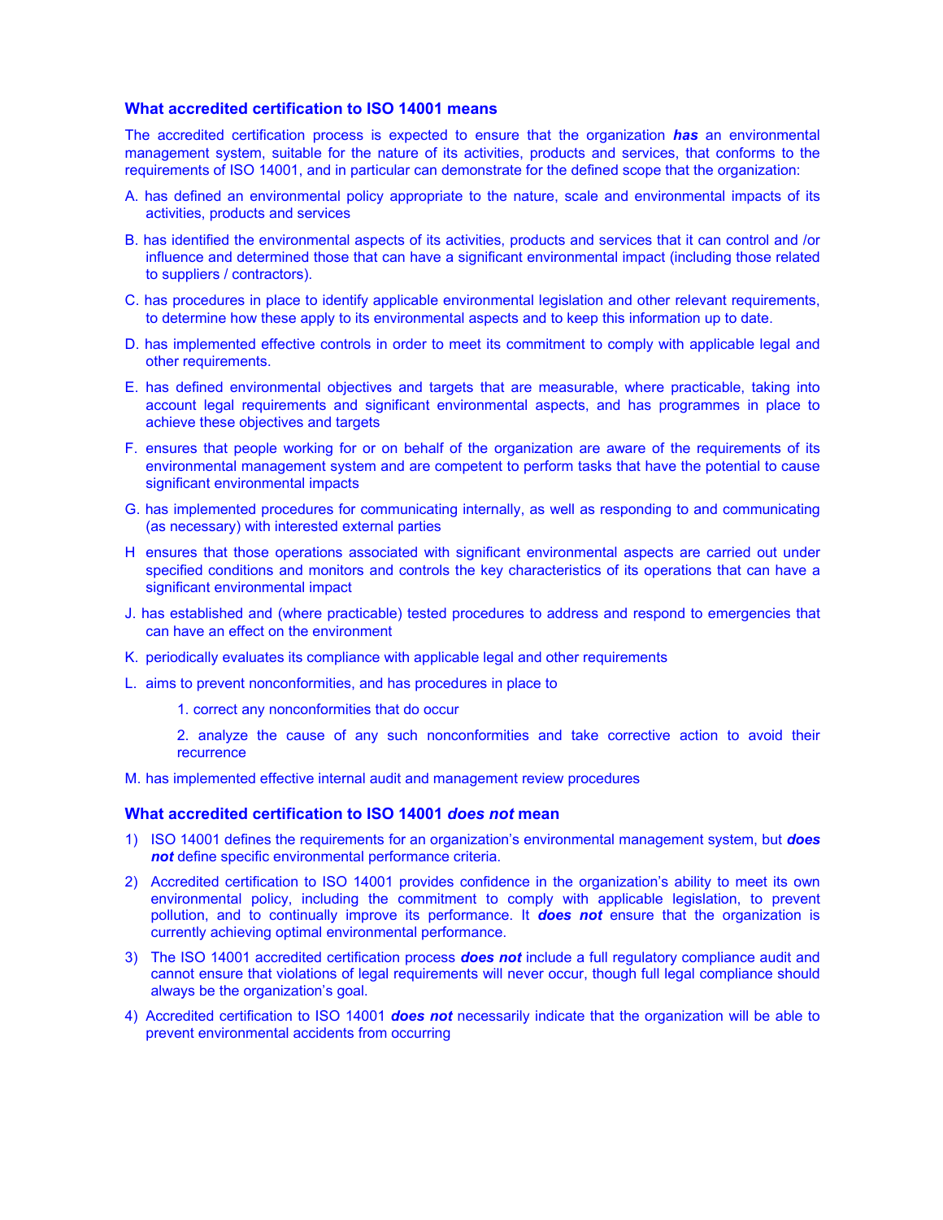## What accredited certification to ISO 14001 means

The accredited certification process is expected to ensure that the organization ***has*** an environmental management system, suitable for the nature of its activities, products and services, that conforms to the requirements of ISO 14001, and in particular can demonstrate for the defined scope that the organization:

A. has defined an environmental policy appropriate to the nature, scale and environmental impacts of its activities, products and services

B. has identified the environmental aspects of its activities, products and services that it can control and /or influence and determined those that can have a significant environmental impact (including those related to suppliers / contractors).

C. has procedures in place to identify applicable environmental legislation and other relevant requirements, to determine how these apply to its environmental aspects and to keep this information up to date.

D. has implemented effective controls in order to meet its commitment to comply with applicable legal and other requirements.

E. has defined environmental objectives and targets that are measurable, where practicable, taking into account legal requirements and significant environmental aspects, and has programmes in place to achieve these objectives and targets

F. ensures that people working for or on behalf of the organization are aware of the requirements of its environmental management system and are competent to perform tasks that have the potential to cause significant environmental impacts

G. has implemented procedures for communicating internally, as well as responding to and communicating (as necessary) with interested external parties

H ensures that those operations associated with significant environmental aspects are carried out under specified conditions and monitors and controls the key characteristics of its operations that can have a significant environmental impact

J. has established and (where practicable) tested procedures to address and respond to emergencies that can have an effect on the environment

K. periodically evaluates its compliance with applicable legal and other requirements

L. aims to prevent nonconformities, and has procedures in place to

   1. correct any nonconformities that do occur

   2. analyze the cause of any such nonconformities and take corrective action to avoid their recurrence

M. has implemented effective internal audit and management review procedures

## What accredited certification to ISO 14001 *does not* mean

1) ISO 14001 defines the requirements for an organization's environmental management system, but ***does not*** define specific environmental performance criteria.

2) Accredited certification to ISO 14001 provides confidence in the organization's ability to meet its own environmental policy, including the commitment to comply with applicable legislation, to prevent pollution, and to continually improve its performance. It ***does not*** ensure that the organization is currently achieving optimal environmental performance.

3) The ISO 14001 accredited certification process ***does not*** include a full regulatory compliance audit and cannot ensure that violations of legal requirements will never occur, though full legal compliance should always be the organization's goal.

4) Accredited certification to ISO 14001 ***does not*** necessarily indicate that the organization will be able to prevent environmental accidents from occurring